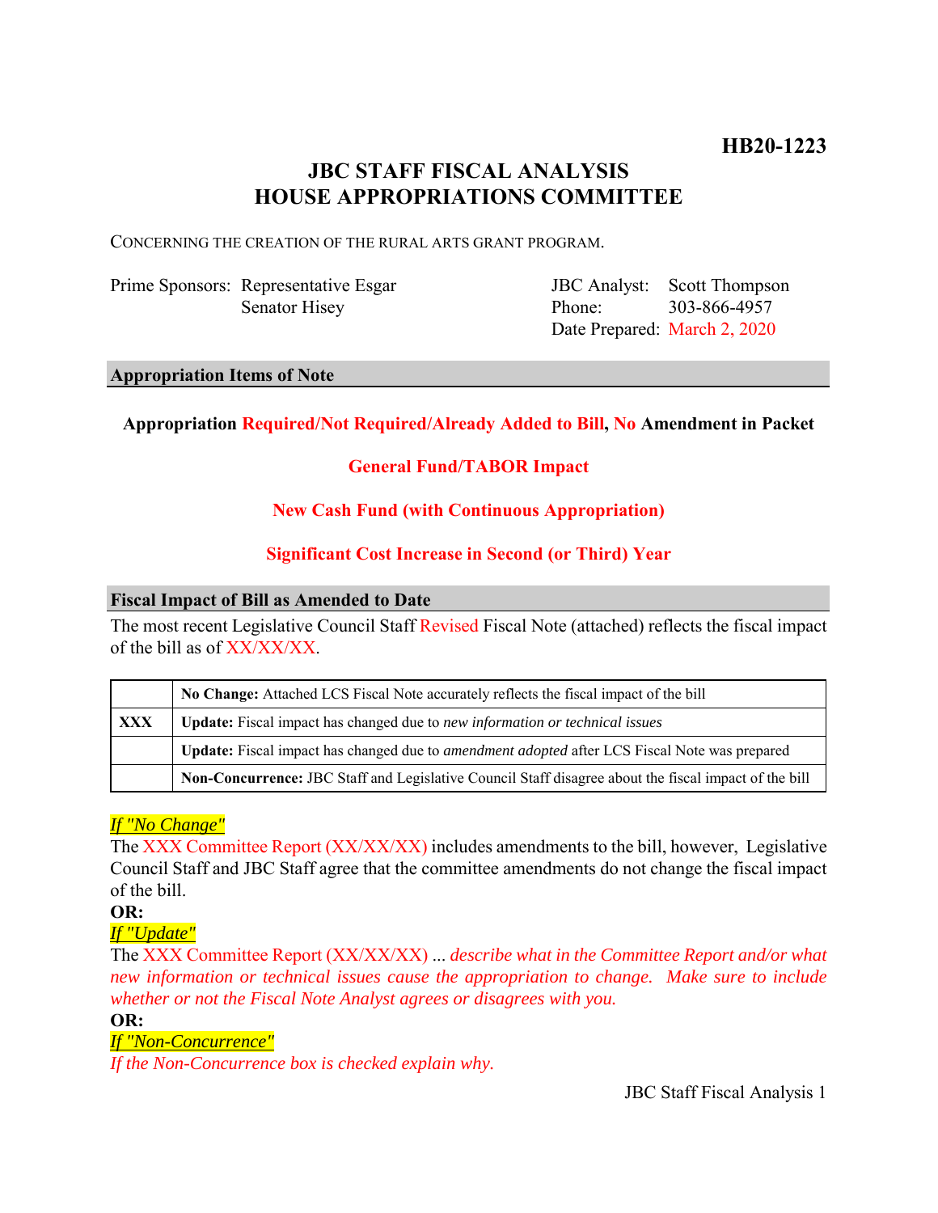**HB20-1223**

# JBC STAFF FISCAL ANALYSIS
# HOUSE APPROPRIATIONS COMMITTEE

CONCERNING THE CREATION OF THE RURAL ARTS GRANT PROGRAM.

Prime Sponsors: Representative Esgar
Senator Hisey

JBC Analyst: Scott Thompson
Phone: 303-866-4957
Date Prepared: March 2, 2020

## Appropriation Items of Note

**Appropriation Required/Not Required/Already Added to Bill, No Amendment in Packet**

**General Fund/TABOR Impact**

**New Cash Fund (with Continuous Appropriation)**

**Significant Cost Increase in Second (or Third) Year**

## Fiscal Impact of Bill as Amended to Date

The most recent Legislative Council Staff Revised Fiscal Note (attached) reflects the fiscal impact of the bill as of XX/XX/XX.

| | |
|---|---|
| | **No Change:** Attached LCS Fiscal Note accurately reflects the fiscal impact of the bill |
| **XXX** | **Update:** Fiscal impact has changed due to *new information or technical issues* |
| | **Update:** Fiscal impact has changed due to *amendment adopted* after LCS Fiscal Note was prepared |
| | **Non-Concurrence:** JBC Staff and Legislative Council Staff disagree about the fiscal impact of the bill |

*If "No Change"*

The XXX Committee Report (XX/XX/XX) includes amendments to the bill, however, Legislative Council Staff and JBC Staff agree that the committee amendments do not change the fiscal impact of the bill.

**OR:**

*If "Update"*

The XXX Committee Report (XX/XX/XX) ... *describe what in the Committee Report and/or what new information or technical issues cause the appropriation to change. Make sure to include whether or not the Fiscal Note Analyst agrees or disagrees with you.*

**OR:**

*If "Non-Concurrence"*

*If the Non-Concurrence box is checked explain why.*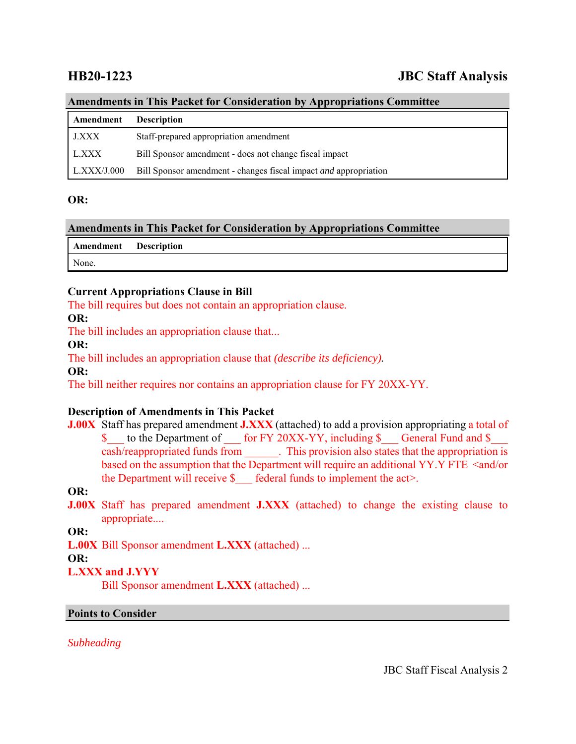## HB20-1223 — JBC Staff Analysis

### Amendments in This Packet for Consideration by Appropriations Committee

| Amendment | Description |
|---|---|
| J.XXX | Staff-prepared appropriation amendment |
| L.XXX | Bill Sponsor amendment - does not change fiscal impact |
| L.XXX/J.000 | Bill Sponsor amendment - changes fiscal impact *and* appropriation |

**OR:**

### Amendments in This Packet for Consideration by Appropriations Committee

| Amendment | Description |
|---|---|
| None. | |

### Current Appropriations Clause in Bill

The bill requires but does not contain an appropriation clause.

**OR:**

The bill includes an appropriation clause that...

**OR:**

The bill includes an appropriation clause that *(describe its deficiency).*

**OR:**

The bill neither requires nor contains an appropriation clause for FY 20XX-YY.

### Description of Amendments in This Packet

**J.00X** Staff has prepared amendment **J.XXX** (attached) to add a provision appropriating a total of $___ to the Department of ___ for FY 20XX-YY, including $___ General Fund and $___ cash/reappropriated funds from ______. This provision also states that the appropriation is based on the assumption that the Department will require an additional YY.Y FTE <and/or the Department will receive $___ federal funds to implement the act>.

**OR:**

**J.00X** Staff has prepared amendment **J.XXX** (attached) to change the existing clause to appropriate....

**OR:**

**L.00X** Bill Sponsor amendment **L.XXX** (attached) ...

**OR:**

**L.XXX and J.YYY**

Bill Sponsor amendment **L.XXX** (attached) ...

### Points to Consider

*Subheading*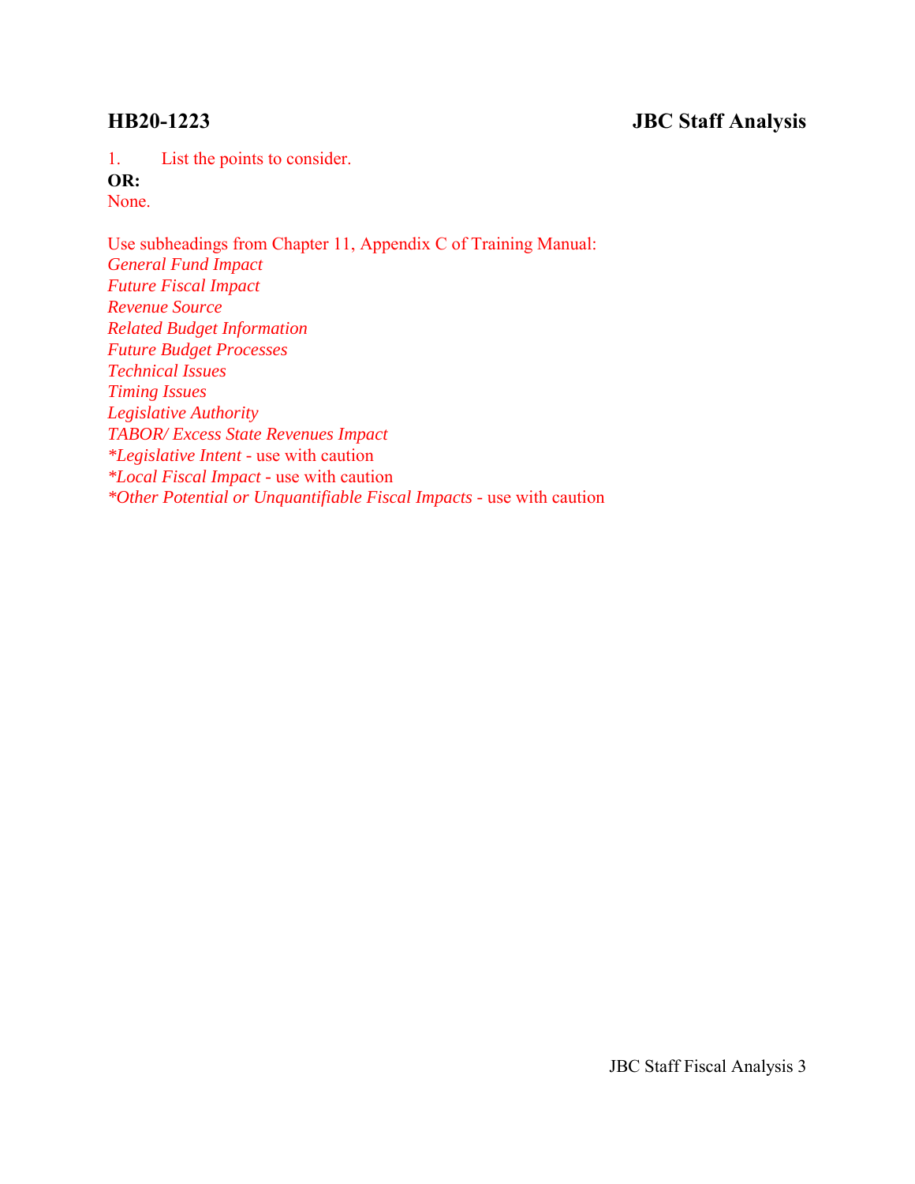**HB20-1223** **JBC Staff Analysis**

1. List the points to consider.

**OR:**

None.

Use subheadings from Chapter 11, Appendix C of Training Manual:

*General Fund Impact*
*Future Fiscal Impact*
*Revenue Source*
*Related Budget Information*
*Future Budget Processes*
*Technical Issues*
*Timing Issues*
*Legislative Authority*
*TABOR/ Excess State Revenues Impact*
**Legislative Intent* - use with caution
**Local Fiscal Impact* - use with caution
**Other Potential or Unquantifiable Fiscal Impacts* - use with caution